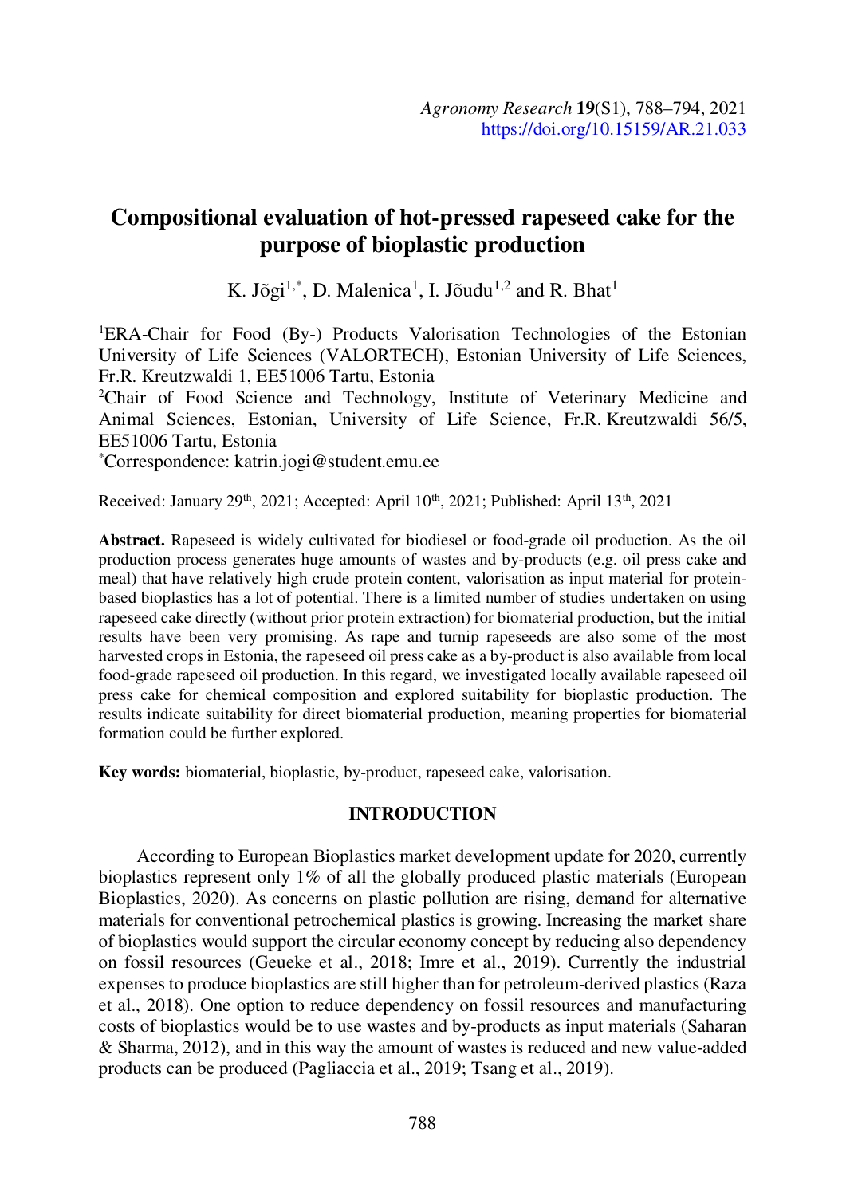# Compositional evaluation of hot-pressed rapeseed cake for the purpose of bioplastic production

K. Jõgi[1,*], D. Malenica[1], I. Jõudu[1,2] and R. Bhat[1]

[1]ERA-Chair for Food (By-) Products Valorisation Technologies of the Estonian University of Life Sciences (VALORTECH), Estonian University of Life Sciences, Fr.R. Kreutzwaldi 1, EE51006 Tartu, Estonia

[2]Chair of Food Science and Technology, Institute of Veterinary Medicine and Animal Sciences, Estonian, University of Life Science, Fr.R. Kreutzwaldi 56/5, EE51006 Tartu, Estonia

[*]Correspondence: katrin.jogi@student.emu.ee

Received: January 29th, 2021; Accepted: April 10th, 2021; Published: April 13th, 2021

**Abstract.** Rapeseed is widely cultivated for biodiesel or food-grade oil production. As the oil production process generates huge amounts of wastes and by-products (e.g. oil press cake and meal) that have relatively high crude protein content, valorisation as input material for protein-based bioplastics has a lot of potential. There is a limited number of studies undertaken on using rapeseed cake directly (without prior protein extraction) for biomaterial production, but the initial results have been very promising. As rape and turnip rapeseeds are also some of the most harvested crops in Estonia, the rapeseed oil press cake as a by-product is also available from local food-grade rapeseed oil production. In this regard, we investigated locally available rapeseed oil press cake for chemical composition and explored suitability for bioplastic production. The results indicate suitability for direct biomaterial production, meaning properties for biomaterial formation could be further explored.

**Key words:** biomaterial, bioplastic, by-product, rapeseed cake, valorisation.

## INTRODUCTION

According to European Bioplastics market development update for 2020, currently bioplastics represent only 1% of all the globally produced plastic materials (European Bioplastics, 2020). As concerns on plastic pollution are rising, demand for alternative materials for conventional petrochemical plastics is growing. Increasing the market share of bioplastics would support the circular economy concept by reducing also dependency on fossil resources (Geueke et al., 2018; Imre et al., 2019). Currently the industrial expenses to produce bioplastics are still higher than for petroleum-derived plastics (Raza et al., 2018). One option to reduce dependency on fossil resources and manufacturing costs of bioplastics would be to use wastes and by-products as input materials (Saharan & Sharma, 2012), and in this way the amount of wastes is reduced and new value-added products can be produced (Pagliaccia et al., 2019; Tsang et al., 2019).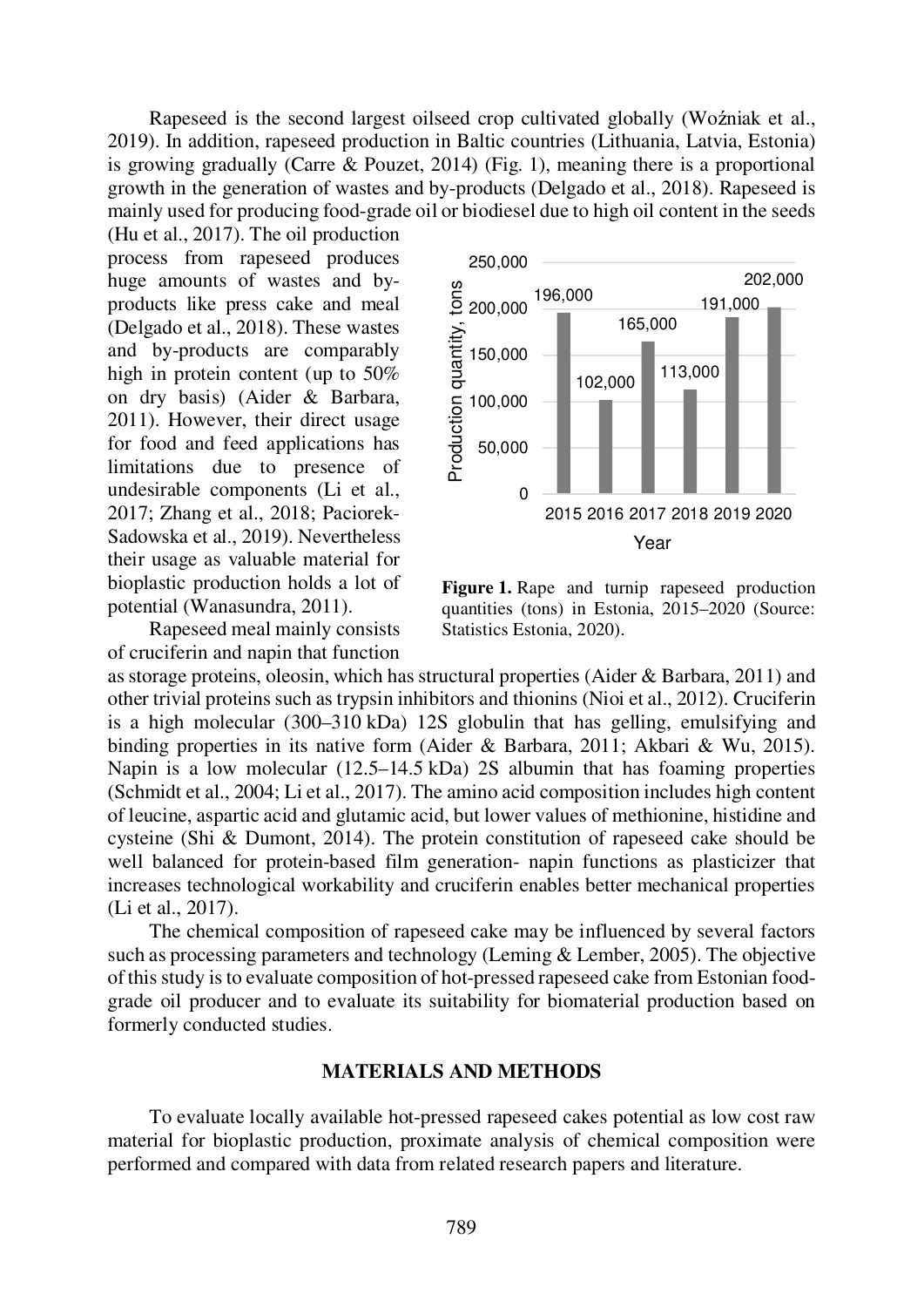Rapeseed is the second largest oilseed crop cultivated globally (Woźniak et al., 2019). In addition, rapeseed production in Baltic countries (Lithuania, Latvia, Estonia) is growing gradually (Carre & Pouzet, 2014) (Fig. 1), meaning there is a proportional growth in the generation of wastes and by-products (Delgado et al., 2018). Rapeseed is mainly used for producing food-grade oil or biodiesel due to high oil content in the seeds (Hu et al., 2017). The oil production process from rapeseed produces huge amounts of wastes and by-products like press cake and meal (Delgado et al., 2018). These wastes and by-products are comparably high in protein content (up to 50% on dry basis) (Aider & Barbara, 2011). However, their direct usage for food and feed applications has limitations due to presence of undesirable components (Li et al., 2017; Zhang et al., 2018; Paciorek-Sadowska et al., 2019). Nevertheless their usage as valuable material for bioplastic production holds a lot of potential (Wanasundra, 2011).

**Figure 1.** Rape and turnip rapeseed production quantities (tons) in Estonia, 2015–2020 (Source: Statistics Estonia, 2020).

Rapeseed meal mainly consists of cruciferin and napin that function as storage proteins, oleosin, which has structural properties (Aider & Barbara, 2011) and other trivial proteins such as trypsin inhibitors and thionins (Nioi et al., 2012). Cruciferin is a high molecular (300–310 kDa) 12S globulin that has gelling, emulsifying and binding properties in its native form (Aider & Barbara, 2011; Akbari & Wu, 2015). Napin is a low molecular (12.5–14.5 kDa) 2S albumin that has foaming properties (Schmidt et al., 2004; Li et al., 2017). The amino acid composition includes high content of leucine, aspartic acid and glutamic acid, but lower values of methionine, histidine and cysteine (Shi & Dumont, 2014). The protein constitution of rapeseed cake should be well balanced for protein-based film generation- napin functions as plasticizer that increases technological workability and cruciferin enables better mechanical properties (Li et al., 2017).

The chemical composition of rapeseed cake may be influenced by several factors such as processing parameters and technology (Leming & Lember, 2005). The objective of this study is to evaluate composition of hot-pressed rapeseed cake from Estonian food-grade oil producer and to evaluate its suitability for biomaterial production based on formerly conducted studies.

## MATERIALS AND METHODS

To evaluate locally available hot-pressed rapeseed cakes potential as low cost raw material for bioplastic production, proximate analysis of chemical composition were performed and compared with data from related research papers and literature.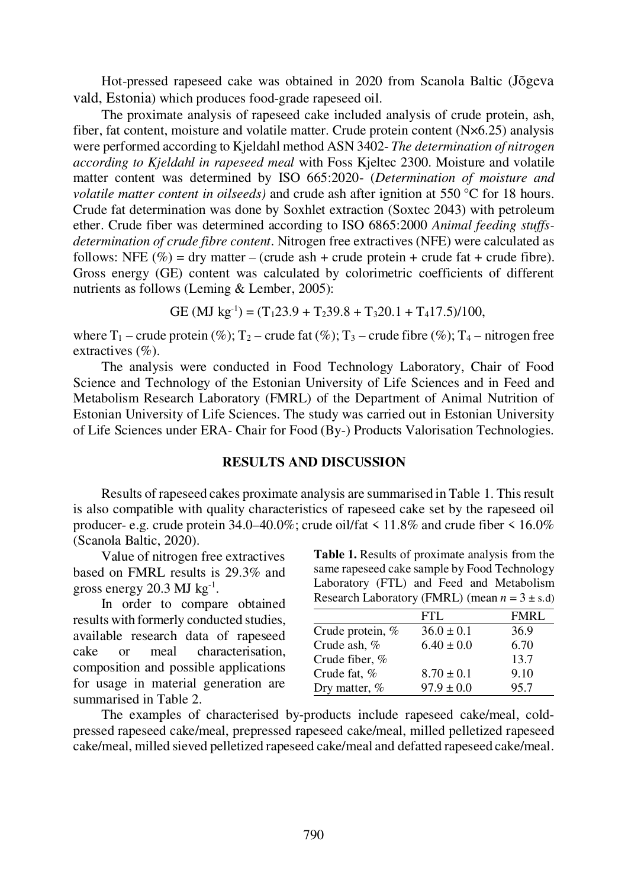Hot-pressed rapeseed cake was obtained in 2020 from Scanola Baltic (Jõgeva vald, Estonia) which produces food-grade rapeseed oil.

The proximate analysis of rapeseed cake included analysis of crude protein, ash, fiber, fat content, moisture and volatile matter. Crude protein content (N×6.25) analysis were performed according to Kjeldahl method ASN 3402- *The determination of nitrogen according to Kjeldahl in rapeseed meal* with Foss Kjeltec 2300. Moisture and volatile matter content was determined by ISO 665:2020- (*Determination of moisture and volatile matter content in oilseeds)* and crude ash after ignition at 550 °C for 18 hours. Crude fat determination was done by Soxhlet extraction (Soxtec 2043) with petroleum ether. Crude fiber was determined according to ISO 6865:2000 *Animal feeding stuffs-determination of crude fibre content*. Nitrogen free extractives (NFE) were calculated as follows: NFE (%) = dry matter – (crude ash + crude protein + crude fat + crude fibre). Gross energy (GE) content was calculated by colorimetric coefficients of different nutrients as follows (Leming & Lember, 2005):

$$GE\ (MJ\ kg^{-1}) = (T_1 23.9 + T_2 39.8 + T_3 20.1 + T_4 17.5)/100,$$

where $T_1$ – crude protein (%); $T_2$ – crude fat (%); $T_3$ – crude fibre (%); $T_4$ – nitrogen free extractives (%).

The analysis were conducted in Food Technology Laboratory, Chair of Food Science and Technology of the Estonian University of Life Sciences and in Feed and Metabolism Research Laboratory (FMRL) of the Department of Animal Nutrition of Estonian University of Life Sciences. The study was carried out in Estonian University of Life Sciences under ERA- Chair for Food (By-) Products Valorisation Technologies.

## RESULTS AND DISCUSSION

Results of rapeseed cakes proximate analysis are summarised in Table 1. This result is also compatible with quality characteristics of rapeseed cake set by the rapeseed oil producer- e.g. crude protein 34.0–40.0%; crude oil/fat < 11.8% and crude fiber < 16.0% (Scanola Baltic, 2020).

Value of nitrogen free extractives based on FMRL results is 29.3% and gross energy 20.3 MJ $kg^{-1}$.

In order to compare obtained results with formerly conducted studies, available research data of rapeseed cake or meal characterisation, composition and possible applications for usage in material generation are summarised in Table 2.

**Table 1.** Results of proximate analysis from the same rapeseed cake sample by Food Technology Laboratory (FTL) and Feed and Metabolism Research Laboratory (FMRL) (mean $n = 3 \pm$ s.d)

| | FTL | FMRL |
|---|---|---|
| Crude protein, % | 36.0 ± 0.1 | 36.9 |
| Crude ash, % | 6.40 ± 0.0 | 6.70 |
| Crude fiber, % | | 13.7 |
| Crude fat, % | 8.70 ± 0.1 | 9.10 |
| Dry matter, % | 97.9 ± 0.0 | 95.7 |

The examples of characterised by-products include rapeseed cake/meal, cold-pressed rapeseed cake/meal, prepressed rapeseed cake/meal, milled pelletized rapeseed cake/meal, milled sieved pelletized rapeseed cake/meal and defatted rapeseed cake/meal.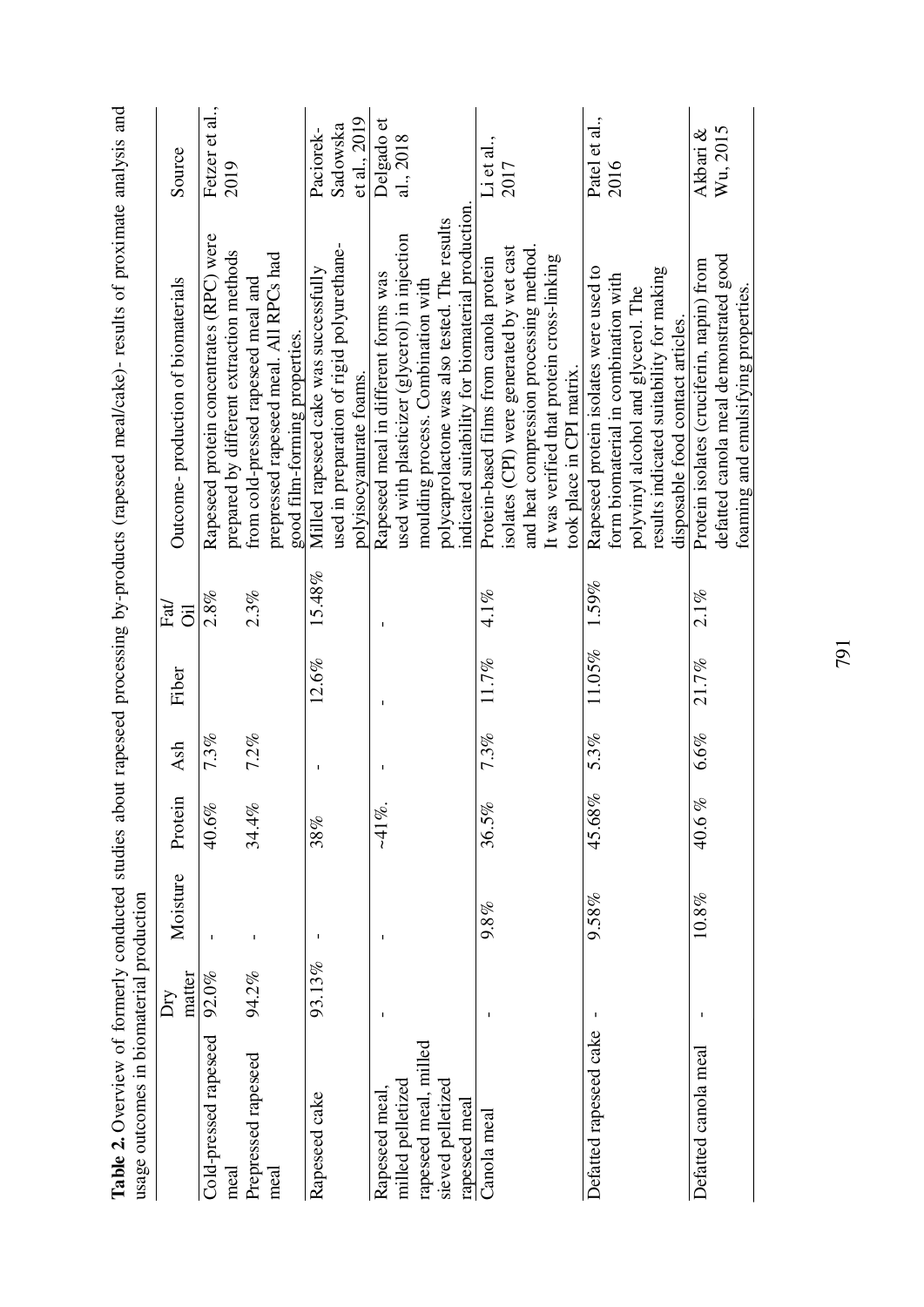**Table 2.** Overview of formerly conducted studies about rapeseed processing by-products (rapeseed meal/cake)- results of proximate analysis and usage outcomes in biomaterial production

| | Dry matter | Moisture | Protein | Ash | Fiber | Fat/ Oil | Outcome- production of biomaterials | Source |
|---|---|---|---|---|---|---|---|---|
| Cold-pressed rapeseed meal | 92.0% | - | 40.6% | 7.3% | | 2.8% | Rapeseed protein concentrates (RPC) were prepared by different extraction methods from cold-pressed rapeseed meal and prepressed rapeseed meal. All RPCs had good film-forming properties. | Fetzer et al., 2019 |
| Prepressed rapeseed meal | 94.2% | - | 34.4% | 7.2% | | 2.3% | | |
| Rapeseed cake | 93.13% | - | 38% | - | 12.6% | 15.48% | Milled rapeseed cake was successfully used in preparation of rigid polyurethane-polyisocyanurate foams. | Paciorek-Sadowska et al., 2019 |
| Rapeseed meal, milled pelletized rapeseed meal, milled sieved pelletized rapeseed meal | - | - | ~41%. | - | - | - | Rapeseed meal in different forms was used with plasticizer (glycerol) in injection moulding process. Combination with polycaprolactone was also tested. The results indicated suitability for biomaterial production. | Delgado et al., 2018 |
| Canola meal | - | 9.8% | 36.5% | 7.3% | 11.7% | 4.1% | Protein-based films from canola protein isolates (CPI) were generated by wet cast and heat compression processing method. It was verified that protein cross-linking took place in CPI matrix. | Li et al., 2017 |
| Defatted rapeseed cake | - | 9.58% | 45.68% | 5.3% | 11.05% | 1.59% | Rapeseed protein isolates were used to form biomaterial in combination with polyvinyl alcohol and glycerol. The results indicated suitability for making disposable food contact articles. | Patel et al., 2016 |
| Defatted canola meal | - | 10.8% | 40.6 % | 6.6% | 21.7% | 2.1% | Protein isolates (cruciferin, napin) from defatted canola meal demonstrated good foaming and emulsifying properties. | Akbari & Wu, 2015 |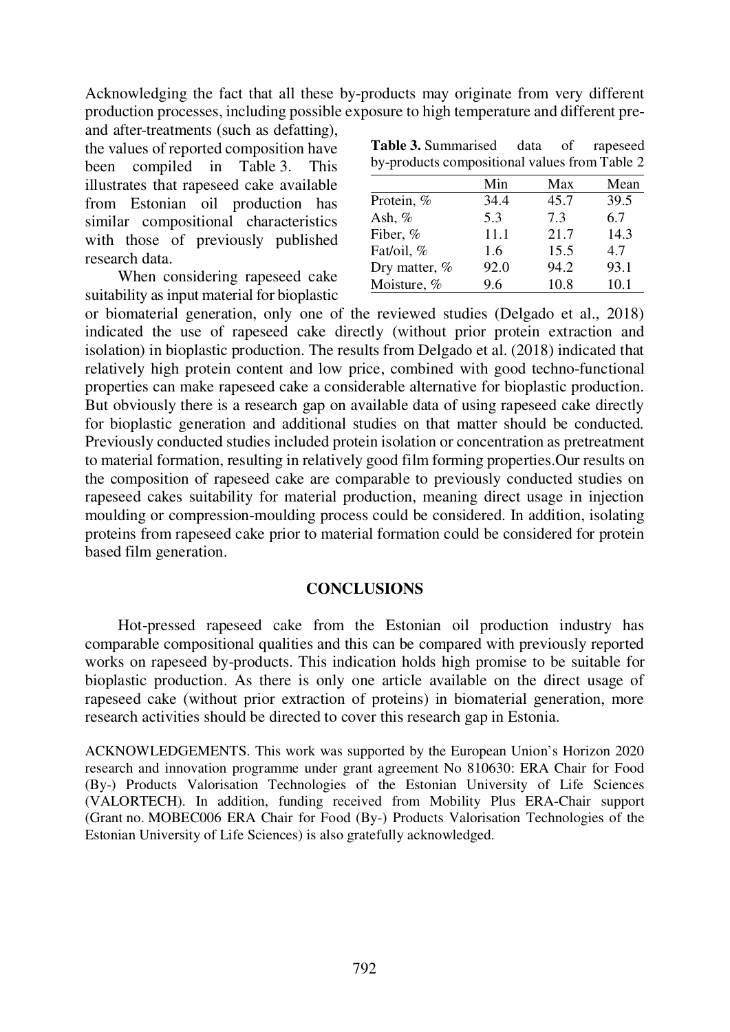Acknowledging the fact that all these by-products may originate from very different production processes, including possible exposure to high temperature and different pre- and after-treatments (such as defatting), the values of reported composition have been compiled in Table 3. This illustrates that rapeseed cake available from Estonian oil production has similar compositional characteristics with those of previously published research data.

**Table 3.** Summarised data of rapeseed by-products compositional values from Table 2

| | Min | Max | Mean |
|---|---|---|---|
| Protein, % | 34.4 | 45.7 | 39.5 |
| Ash, % | 5.3 | 7.3 | 6.7 |
| Fiber, % | 11.1 | 21.7 | 14.3 |
| Fat/oil, % | 1.6 | 15.5 | 4.7 |
| Dry matter, % | 92.0 | 94.2 | 93.1 |
| Moisture, % | 9.6 | 10.8 | 10.1 |

When considering rapeseed cake suitability as input material for bioplastic or biomaterial generation, only one of the reviewed studies (Delgado et al., 2018) indicated the use of rapeseed cake directly (without prior protein extraction and isolation) in bioplastic production. The results from Delgado et al. (2018) indicated that relatively high protein content and low price, combined with good techno-functional properties can make rapeseed cake a considerable alternative for bioplastic production. But obviously there is a research gap on available data of using rapeseed cake directly for bioplastic generation and additional studies on that matter should be conducted. Previously conducted studies included protein isolation or concentration as pretreatment to material formation, resulting in relatively good film forming properties.Our results on the composition of rapeseed cake are comparable to previously conducted studies on rapeseed cakes suitability for material production, meaning direct usage in injection moulding or compression-moulding process could be considered. In addition, isolating proteins from rapeseed cake prior to material formation could be considered for protein based film generation.

## CONCLUSIONS

Hot-pressed rapeseed cake from the Estonian oil production industry has comparable compositional qualities and this can be compared with previously reported works on rapeseed by-products. This indication holds high promise to be suitable for bioplastic production. As there is only one article available on the direct usage of rapeseed cake (without prior extraction of proteins) in biomaterial generation, more research activities should be directed to cover this research gap in Estonia.

ACKNOWLEDGEMENTS. This work was supported by the European Union's Horizon 2020 research and innovation programme under grant agreement No 810630: ERA Chair for Food (By-) Products Valorisation Technologies of the Estonian University of Life Sciences (VALORTECH). In addition, funding received from Mobility Plus ERA-Chair support (Grant no. MOBEC006 ERA Chair for Food (By-) Products Valorisation Technologies of the Estonian University of Life Sciences) is also gratefully acknowledged.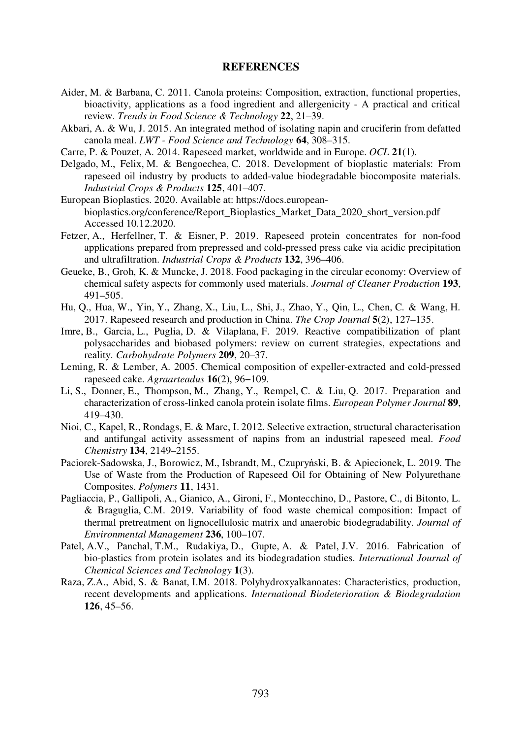## REFERENCES

Aider, M. & Barbana, C. 2011. Canola proteins: Composition, extraction, functional properties, bioactivity, applications as a food ingredient and allergenicity - A practical and critical review. *Trends in Food Science & Technology* **22**, 21–39.

Akbari, A. & Wu, J. 2015. An integrated method of isolating napin and cruciferin from defatted canola meal. *LWT - Food Science and Technology* **64**, 308–315.

Carre, P. & Pouzet, A. 2014. Rapeseed market, worldwide and in Europe. *OCL* **21**(1).

Delgado, M., Felix, M. & Bengoechea, C. 2018. Development of bioplastic materials: From rapeseed oil industry by products to added-value biodegradable biocomposite materials. *Industrial Crops & Products* **125**, 401–407.

European Bioplastics. 2020. Available at: https://docs.european-bioplastics.org/conference/Report_Bioplastics_Market_Data_2020_short_version.pdf Accessed 10.12.2020.

Fetzer, A., Herfellner, T. & Eisner, P. 2019. Rapeseed protein concentrates for non-food applications prepared from prepressed and cold-pressed press cake via acidic precipitation and ultrafiltration. *Industrial Crops & Products* **132**, 396–406.

Geueke, B., Groh, K. & Muncke, J. 2018. Food packaging in the circular economy: Overview of chemical safety aspects for commonly used materials. *Journal of Cleaner Production* **193**, 491–505.

Hu, Q., Hua, W., Yin, Y., Zhang, X., Liu, L., Shi, J., Zhao, Y., Qin, L., Chen, C. & Wang, H. 2017. Rapeseed research and production in China. *The Crop Journal* **5**(2), 127–135.

Imre, B., Garcia, L., Puglia, D. & Vilaplana, F. 2019. Reactive compatibilization of plant polysaccharides and biobased polymers: review on current strategies, expectations and reality. *Carbohydrate Polymers* **209**, 20–37.

Leming, R. & Lember, A. 2005. Chemical composition of expeller-extracted and cold-pressed rapeseed cake. *Agraarteadus* **16**(2), 96–109.

Li, S., Donner, E., Thompson, M., Zhang, Y., Rempel, C. & Liu, Q. 2017. Preparation and characterization of cross-linked canola protein isolate films. *European Polymer Journal* **89**, 419–430.

Nioi, C., Kapel, R., Rondags, E. & Marc, I. 2012. Selective extraction, structural characterisation and antifungal activity assessment of napins from an industrial rapeseed meal. *Food Chemistry* **134**, 2149–2155.

Paciorek-Sadowska, J., Borowicz, M., Isbrandt, M., Czupryński, B. & Apiecionek, L. 2019. The Use of Waste from the Production of Rapeseed Oil for Obtaining of New Polyurethane Composites. *Polymers* **11**, 1431.

Pagliaccia, P., Gallipoli, A., Gianico, A., Gironi, F., Montecchino, D., Pastore, C., di Bitonto, L. & Braguglia, C.M. 2019. Variability of food waste chemical composition: Impact of thermal pretreatment on lignocellulosic matrix and anaerobic biodegradability. *Journal of Environmental Management* **236**, 100–107.

Patel, A.V., Panchal, T.M., Rudakiya, D., Gupte, A. & Patel, J.V. 2016. Fabrication of bio-plastics from protein isolates and its biodegradation studies. *International Journal of Chemical Sciences and Technology* **1**(3).

Raza, Z.A., Abid, S. & Banat, I.M. 2018. Polyhydroxyalkanoates: Characteristics, production, recent developments and applications. *International Biodeterioration & Biodegradation* **126**, 45–56.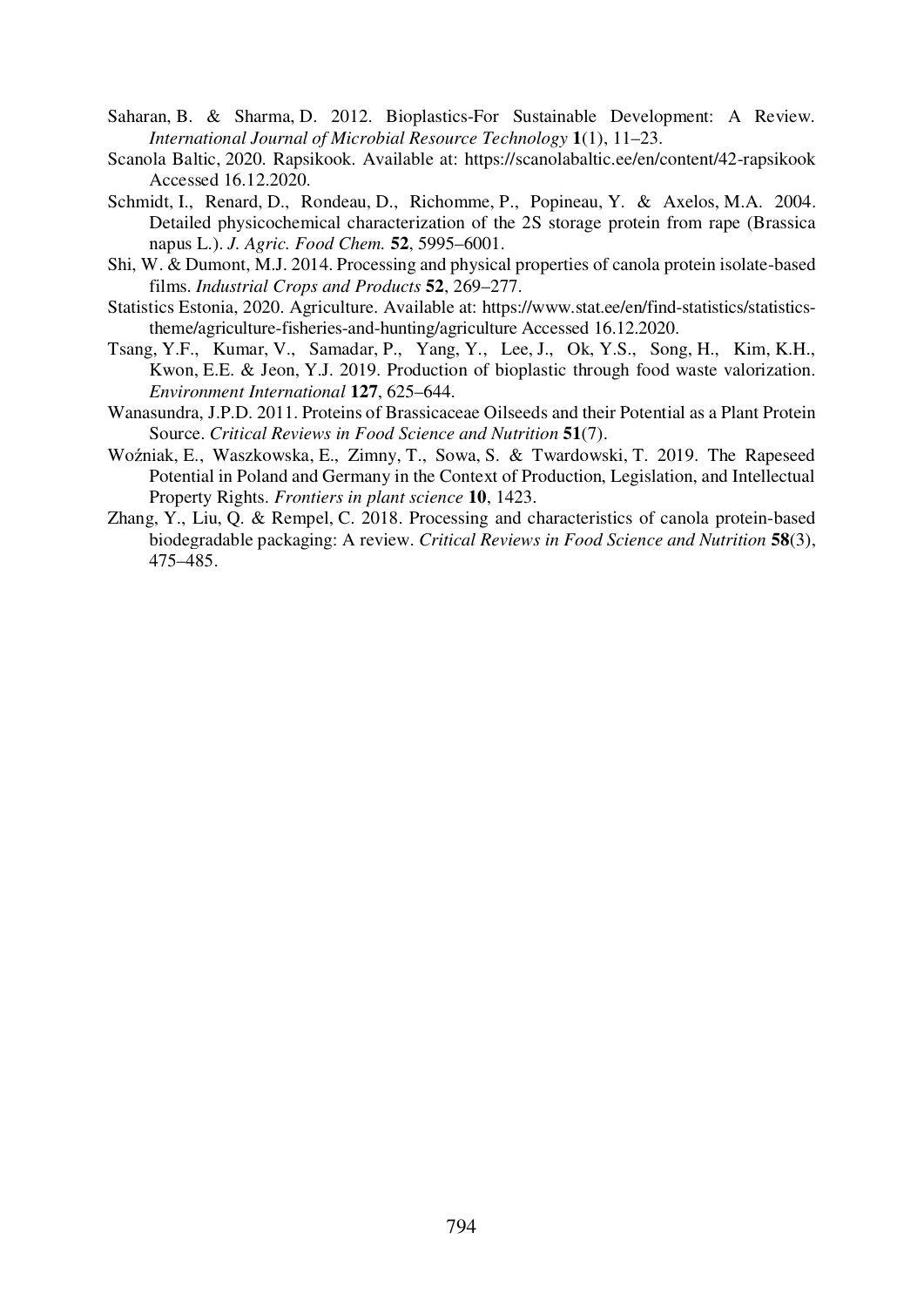Saharan, B. & Sharma, D. 2012. Bioplastics-For Sustainable Development: A Review. *International Journal of Microbial Resource Technology* **1**(1), 11–23.

Scanola Baltic, 2020. Rapsikook. Available at: https://scanolabaltic.ee/en/content/42-rapsikook Accessed 16.12.2020.

Schmidt, I., Renard, D., Rondeau, D., Richomme, P., Popineau, Y. & Axelos, M.A. 2004. Detailed physicochemical characterization of the 2S storage protein from rape (Brassica napus L.). *J. Agric. Food Chem.* **52**, 5995–6001.

Shi, W. & Dumont, M.J. 2014. Processing and physical properties of canola protein isolate-based films. *Industrial Crops and Products* **52**, 269–277.

Statistics Estonia, 2020. Agriculture. Available at: https://www.stat.ee/en/find-statistics/statistics-theme/agriculture-fisheries-and-hunting/agriculture Accessed 16.12.2020.

Tsang, Y.F., Kumar, V., Samadar, P., Yang, Y., Lee, J., Ok, Y.S., Song, H., Kim, K.H., Kwon, E.E. & Jeon, Y.J. 2019. Production of bioplastic through food waste valorization. *Environment International* **127**, 625–644.

Wanasundra, J.P.D. 2011. Proteins of Brassicaceae Oilseeds and their Potential as a Plant Protein Source. *Critical Reviews in Food Science and Nutrition* **51**(7).

Woźniak, E., Waszkowska, E., Zimny, T., Sowa, S. & Twardowski, T. 2019. The Rapeseed Potential in Poland and Germany in the Context of Production, Legislation, and Intellectual Property Rights. *Frontiers in plant science* **10**, 1423.

Zhang, Y., Liu, Q. & Rempel, C. 2018. Processing and characteristics of canola protein-based biodegradable packaging: A review. *Critical Reviews in Food Science and Nutrition* **58**(3), 475–485.